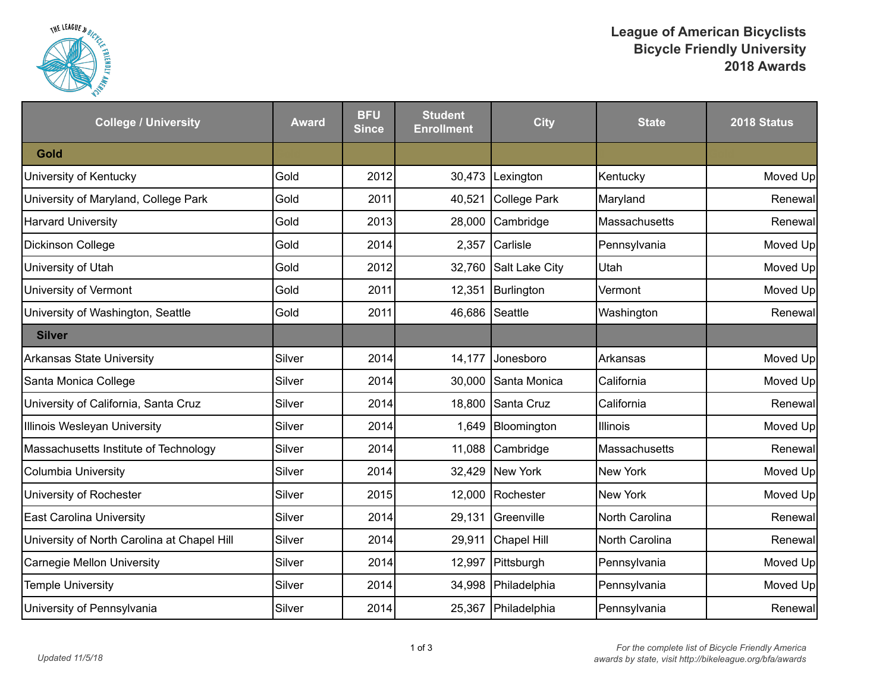# League of American Bicyclists
# Bicycle Friendly University
# 2018 Awards

| College / University | Award | BFU Since | Student Enrollment | City | State | 2018 Status |
|---|---|---|---|---|---|---|
| **Gold** | | | | | | |
| University of Kentucky | Gold | 2012 | 30,473 | Lexington | Kentucky | Moved Up |
| University of Maryland, College Park | Gold | 2011 | 40,521 | College Park | Maryland | Renewal |
| Harvard University | Gold | 2013 | 28,000 | Cambridge | Massachusetts | Renewal |
| Dickinson College | Gold | 2014 | 2,357 | Carlisle | Pennsylvania | Moved Up |
| University of Utah | Gold | 2012 | 32,760 | Salt Lake City | Utah | Moved Up |
| University of Vermont | Gold | 2011 | 12,351 | Burlington | Vermont | Moved Up |
| University of Washington, Seattle | Gold | 2011 | 46,686 | Seattle | Washington | Renewal |
| **Silver** | | | | | | |
| Arkansas State University | Silver | 2014 | 14,177 | Jonesboro | Arkansas | Moved Up |
| Santa Monica College | Silver | 2014 | 30,000 | Santa Monica | California | Moved Up |
| University of California, Santa Cruz | Silver | 2014 | 18,800 | Santa Cruz | California | Renewal |
| Illinois Wesleyan University | Silver | 2014 | 1,649 | Bloomington | Illinois | Moved Up |
| Massachusetts Institute of Technology | Silver | 2014 | 11,088 | Cambridge | Massachusetts | Renewal |
| Columbia University | Silver | 2014 | 32,429 | New York | New York | Moved Up |
| University of Rochester | Silver | 2015 | 12,000 | Rochester | New York | Moved Up |
| East Carolina University | Silver | 2014 | 29,131 | Greenville | North Carolina | Renewal |
| University of North Carolina at Chapel Hill | Silver | 2014 | 29,911 | Chapel Hill | North Carolina | Renewal |
| Carnegie Mellon University | Silver | 2014 | 12,997 | Pittsburgh | Pennsylvania | Moved Up |
| Temple University | Silver | 2014 | 34,998 | Philadelphia | Pennsylvania | Moved Up |
| University of Pennsylvania | Silver | 2014 | 25,367 | Philadelphia | Pennsylvania | Renewal |

*Updated 11/5/18*

*For the complete list of Bicycle Friendly America awards by state, visit http://bikeleague.org/bfa/awards*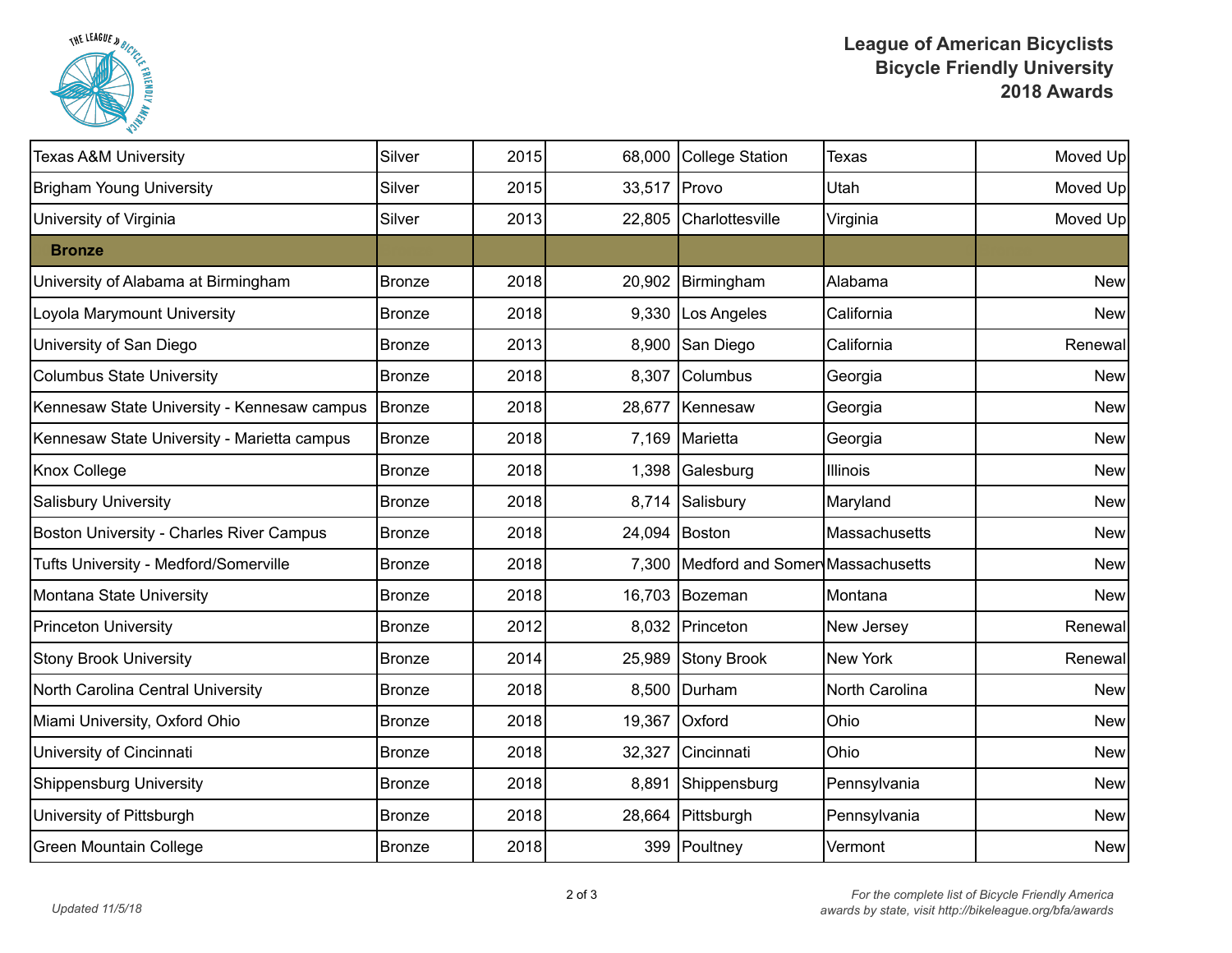# League of American Bicyclists Bicycle Friendly University 2018 Awards

| | | | | | | |
|---|---|---|---|---|---|---|
| Texas A&M University | Silver | 2015 | 68,000 | College Station | Texas | Moved Up |
| Brigham Young University | Silver | 2015 | 33,517 | Provo | Utah | Moved Up |
| University of Virginia | Silver | 2013 | 22,805 | Charlottesville | Virginia | Moved Up |
| **Bronze** | | | | | | |
| University of Alabama at Birmingham | Bronze | 2018 | 20,902 | Birmingham | Alabama | New |
| Loyola Marymount University | Bronze | 2018 | 9,330 | Los Angeles | California | New |
| University of San Diego | Bronze | 2013 | 8,900 | San Diego | California | Renewal |
| Columbus State University | Bronze | 2018 | 8,307 | Columbus | Georgia | New |
| Kennesaw State University - Kennesaw campus | Bronze | 2018 | 28,677 | Kennesaw | Georgia | New |
| Kennesaw State University - Marietta campus | Bronze | 2018 | 7,169 | Marietta | Georgia | New |
| Knox College | Bronze | 2018 | 1,398 | Galesburg | Illinois | New |
| Salisbury University | Bronze | 2018 | 8,714 | Salisbury | Maryland | New |
| Boston University - Charles River Campus | Bronze | 2018 | 24,094 | Boston | Massachusetts | New |
| Tufts University - Medford/Somerville | Bronze | 2018 | 7,300 | Medford and Somer | Massachusetts | New |
| Montana State University | Bronze | 2018 | 16,703 | Bozeman | Montana | New |
| Princeton University | Bronze | 2012 | 8,032 | Princeton | New Jersey | Renewal |
| Stony Brook University | Bronze | 2014 | 25,989 | Stony Brook | New York | Renewal |
| North Carolina Central University | Bronze | 2018 | 8,500 | Durham | North Carolina | New |
| Miami University, Oxford Ohio | Bronze | 2018 | 19,367 | Oxford | Ohio | New |
| University of Cincinnati | Bronze | 2018 | 32,327 | Cincinnati | Ohio | New |
| Shippensburg University | Bronze | 2018 | 8,891 | Shippensburg | Pennsylvania | New |
| University of Pittsburgh | Bronze | 2018 | 28,664 | Pittsburgh | Pennsylvania | New |
| Green Mountain College | Bronze | 2018 | 399 | Poultney | Vermont | New |

*Updated 11/5/18*

*For the complete list of Bicycle Friendly America awards by state, visit http://bikeleague.org/bfa/awards*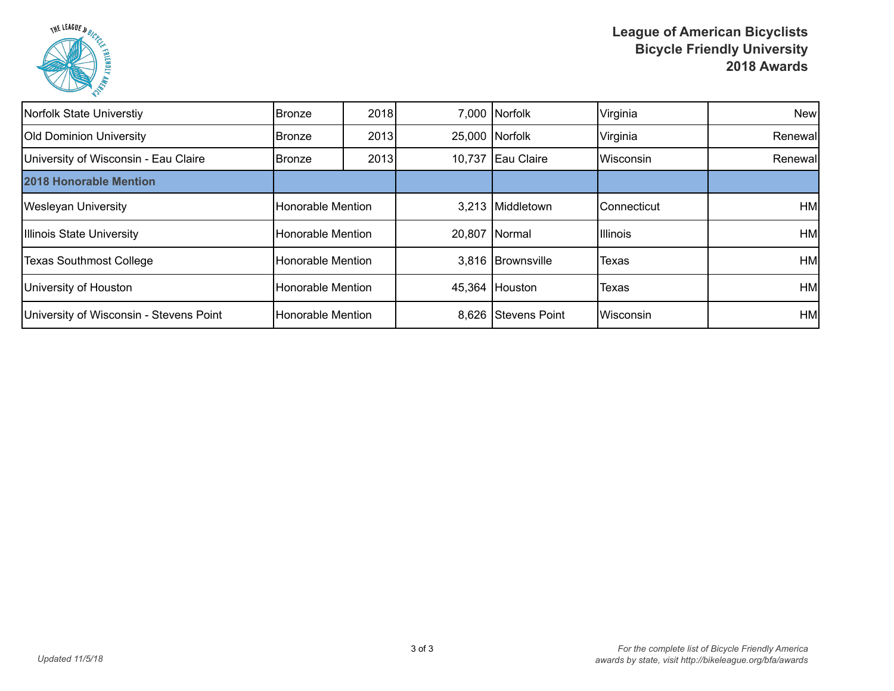League of American Bicyclists
Bicycle Friendly University
2018 Awards

| | | | | | | |
|---|---|---|---|---|---|---|
| Norfolk State Universtiy | Bronze | 2018 | 7,000 | Norfolk | Virginia | New |
| Old Dominion University | Bronze | 2013 | 25,000 | Norfolk | Virginia | Renewal |
| University of Wisconsin - Eau Claire | Bronze | 2013 | 10,737 | Eau Claire | Wisconsin | Renewal |
| **2018 Honorable Mention** | | | | | | |
| Wesleyan University | Honorable Mention | | 3,213 | Middletown | Connecticut | HM |
| Illinois State University | Honorable Mention | | 20,807 | Normal | Illinois | HM |
| Texas Southmost College | Honorable Mention | | 3,816 | Brownsville | Texas | HM |
| University of Houston | Honorable Mention | | 45,364 | Houston | Texas | HM |
| University of Wisconsin - Stevens Point | Honorable Mention | | 8,626 | Stevens Point | Wisconsin | HM |

*Updated 11/5/18*

*For the complete list of Bicycle Friendly America awards by state, visit http://bikeleague.org/bfa/awards*